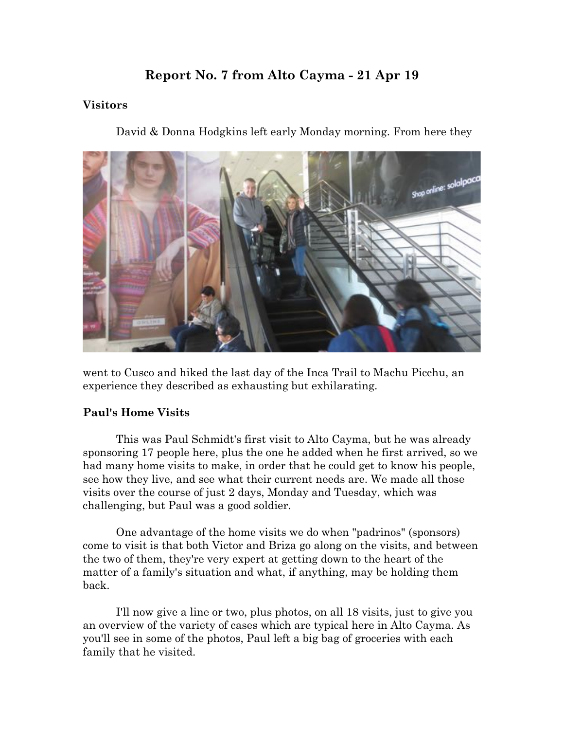# Report No. 7 from Alto Cayma - 21 Apr 19

## Visitors

David & Donna Hodgkins left early Monday morning. From here they went to Cusco and hiked the last day of the Inca Trail to Machu Picchu, an experience they described as exhausting but exhilarating.

## Paul's Home Visits

This was Paul Schmidt's first visit to Alto Cayma, but he was already sponsoring 17 people here, plus the one he added when he first arrived, so we had many home visits to make, in order that he could get to know his people, see how they live, and see what their current needs are. We made all those visits over the course of just 2 days, Monday and Tuesday, which was challenging, but Paul was a good soldier.

One advantage of the home visits we do when "padrinos" (sponsors) come to visit is that both Victor and Briza go along on the visits, and between the two of them, they're very expert at getting down to the heart of the matter of a family's situation and what, if anything, may be holding them back.

I'll now give a line or two, plus photos, on all 18 visits, just to give you an overview of the variety of cases which are typical here in Alto Cayma. As you'll see in some of the photos, Paul left a big bag of groceries with each family that he visited.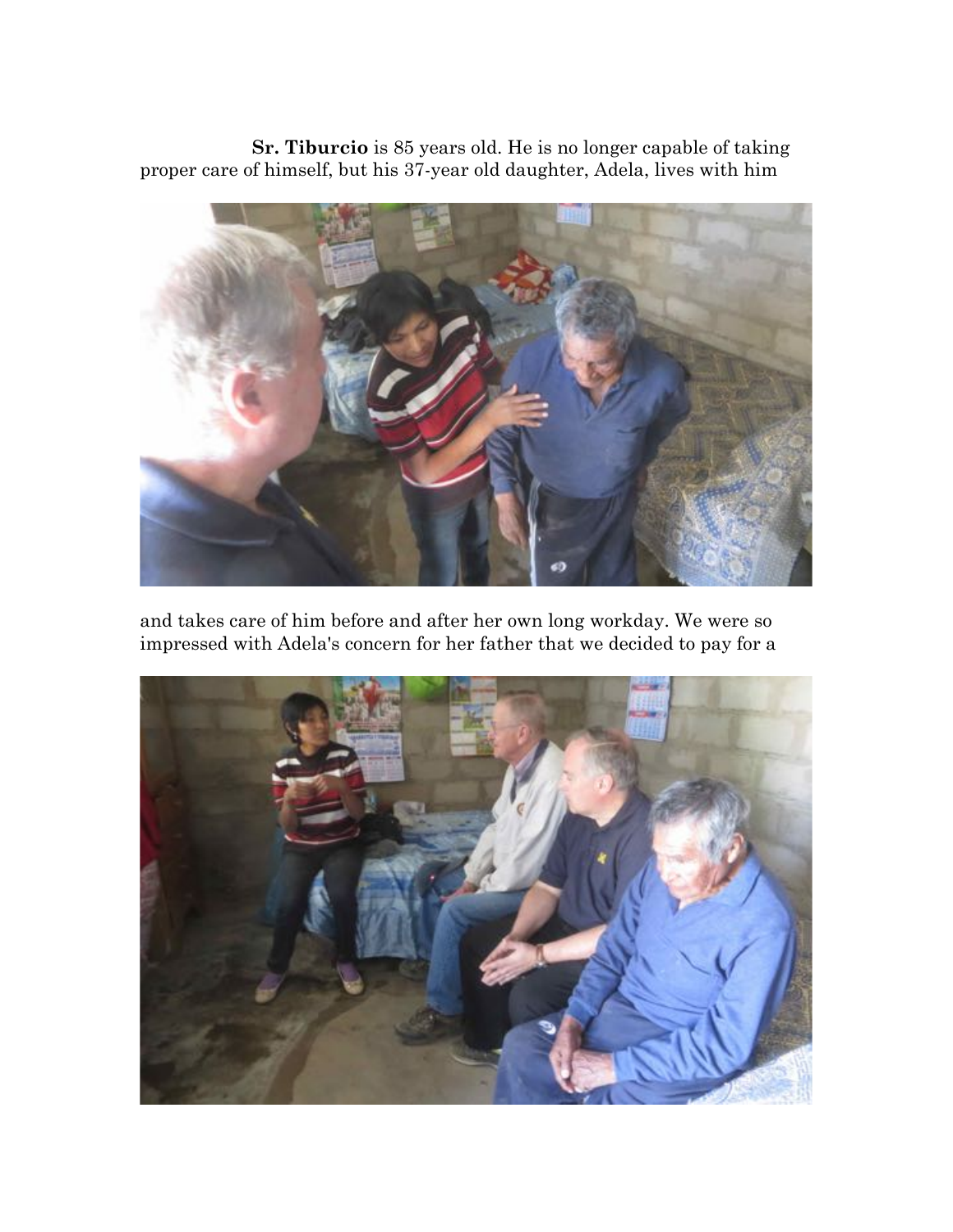**Sr. Tiburcio** is 85 years old. He is no longer capable of taking proper care of himself, but his 37-year old daughter, Adela, lives with him

and takes care of him before and after her own long workday. We were so impressed with Adela's concern for her father that we decided to pay for a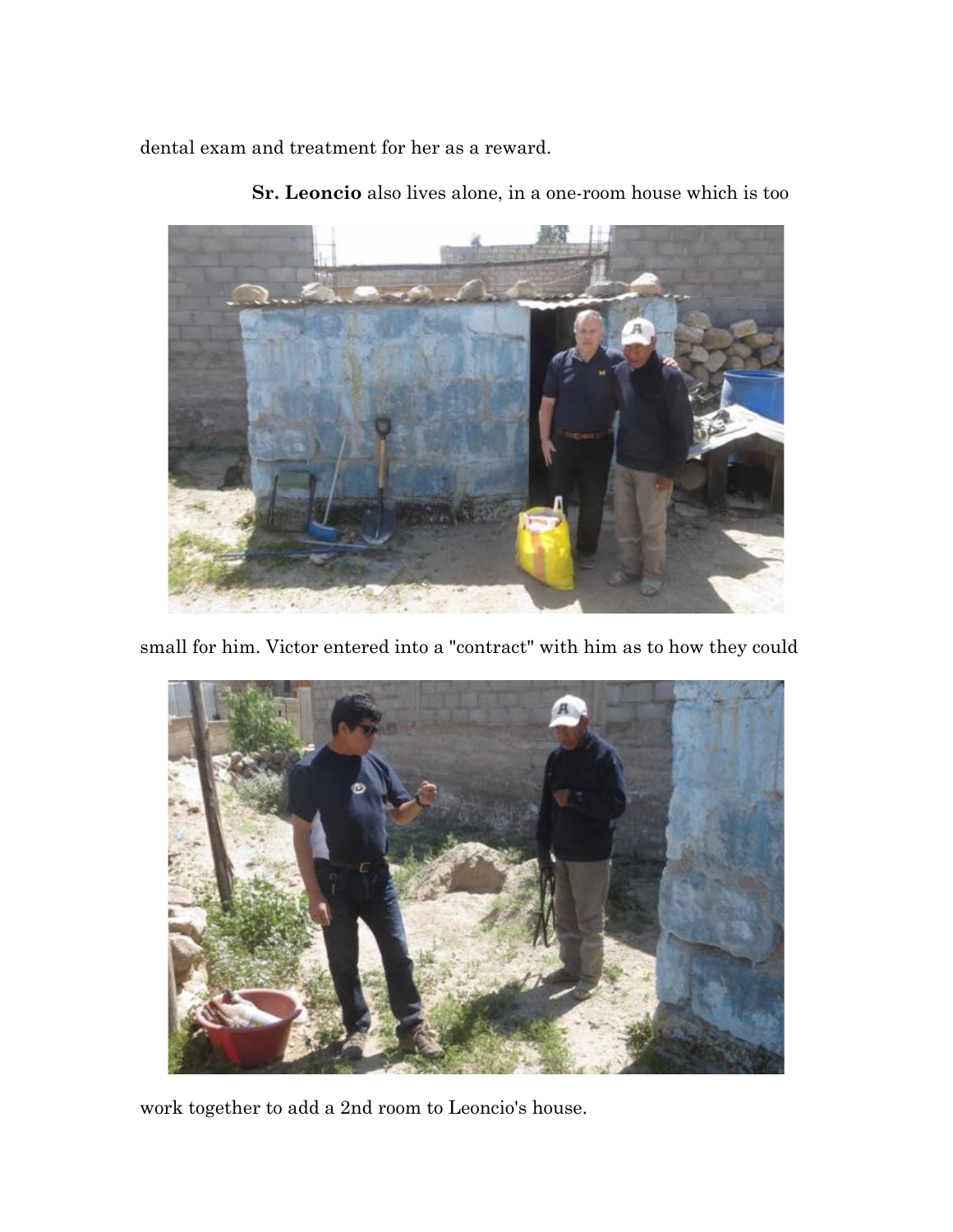dental exam and treatment for her as a reward.

**Sr. Leoncio** also lives alone, in a one-room house which is too small for him. Victor entered into a "contract" with him as to how they could work together to add a 2nd room to Leoncio's house.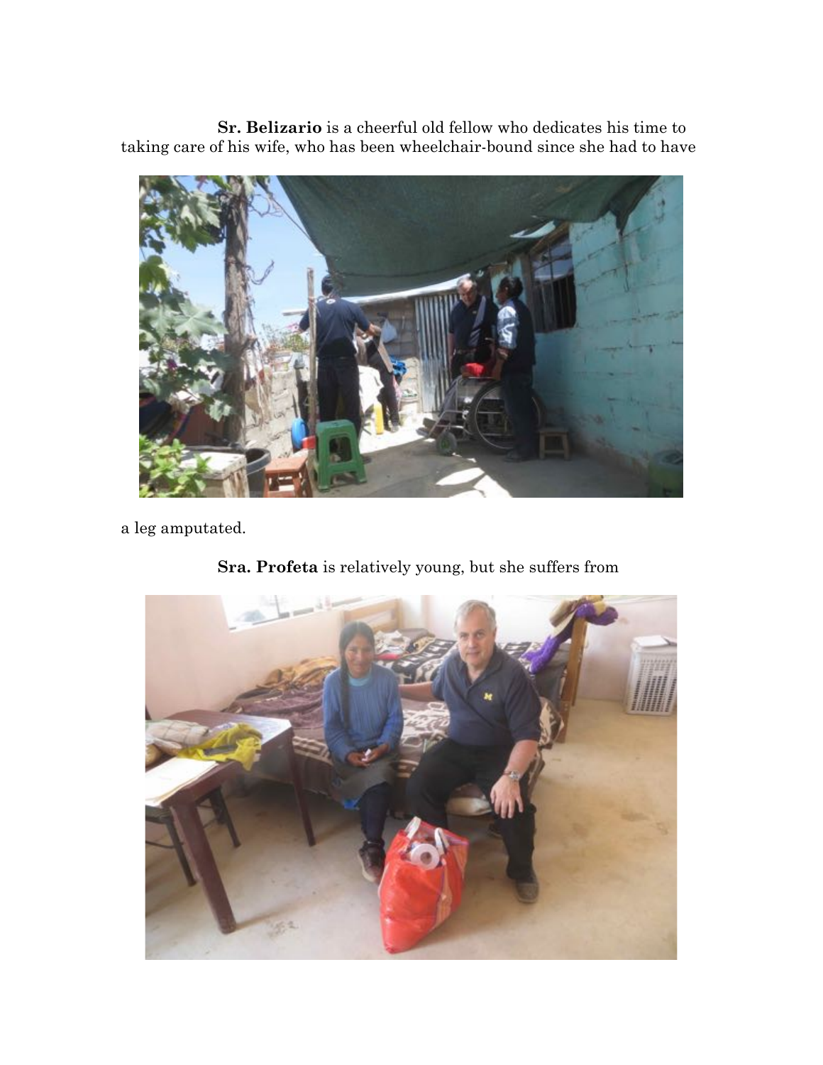**Sr. Belizario** is a cheerful old fellow who dedicates his time to taking care of his wife, who has been wheelchair-bound since she had to have a leg amputated.

**Sra. Profeta** is relatively young, but she suffers from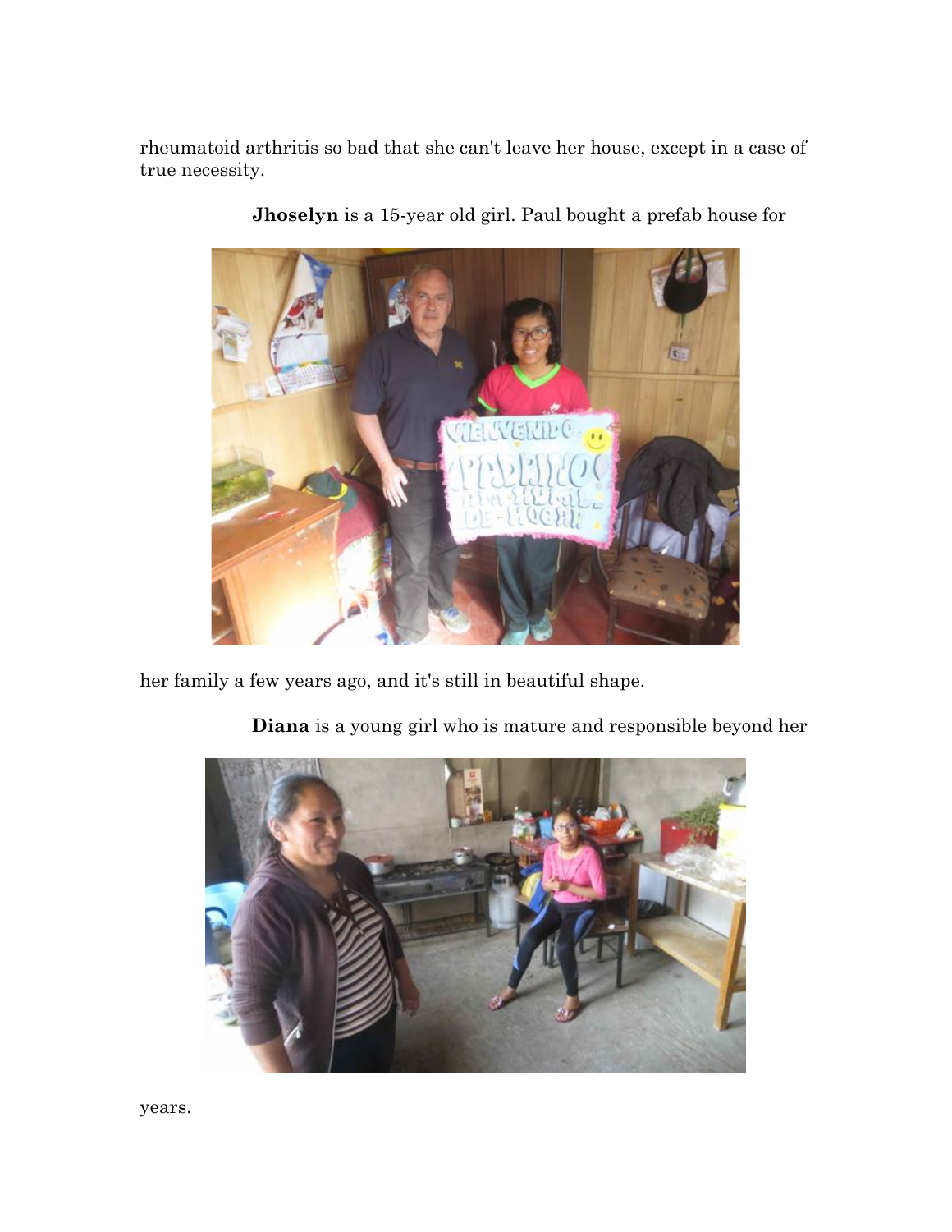rheumatoid arthritis so bad that she can't leave her house, except in a case of true necessity.

**Jhoselyn** is a 15-year old girl. Paul bought a prefab house for her family a few years ago, and it's still in beautiful shape.

**Diana** is a young girl who is mature and responsible beyond her years.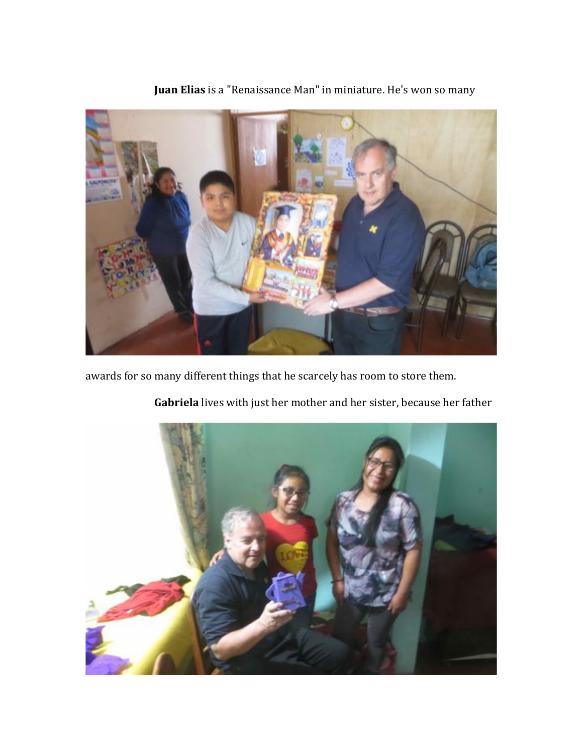**Juan Elias** is a "Renaissance Man" in miniature. He's won so many

awards for so many different things that he scarcely has room to store them.

**Gabriela** lives with just her mother and her sister, because her father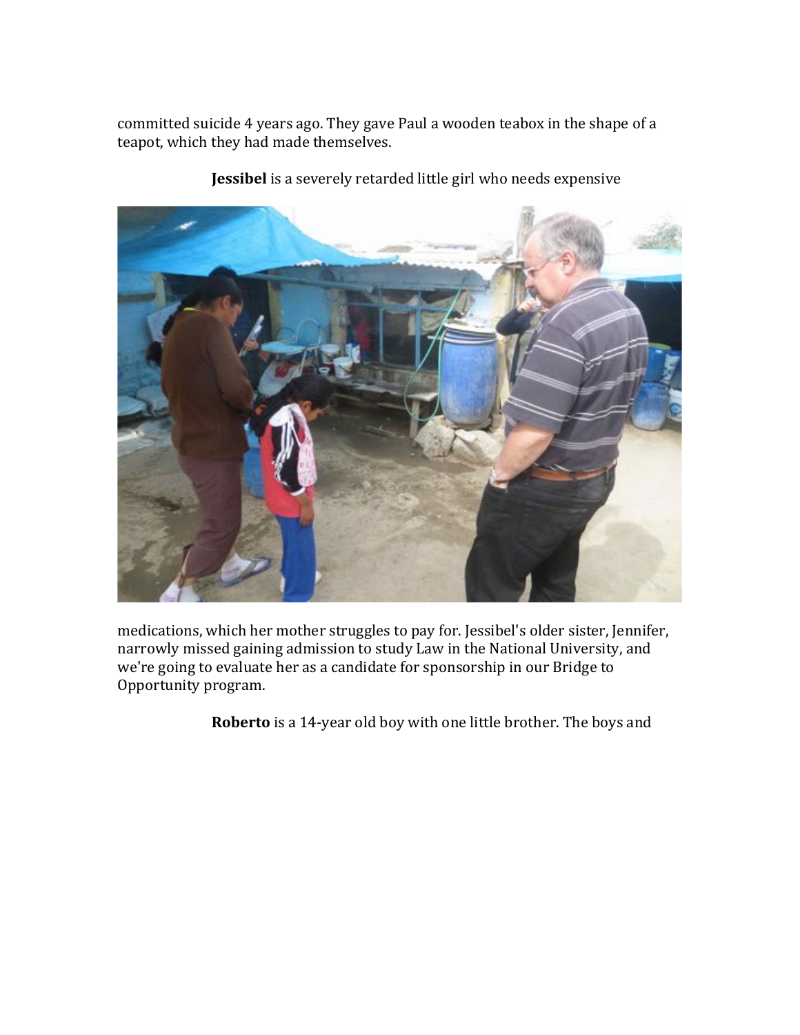committed suicide 4 years ago. They gave Paul a wooden teabox in the shape of a teapot, which they had made themselves.

**Jessibel** is a severely retarded little girl who needs expensive medications, which her mother struggles to pay for. Jessibel's older sister, Jennifer, narrowly missed gaining admission to study Law in the National University, and we're going to evaluate her as a candidate for sponsorship in our Bridge to Opportunity program.

**Roberto** is a 14-year old boy with one little brother. The boys and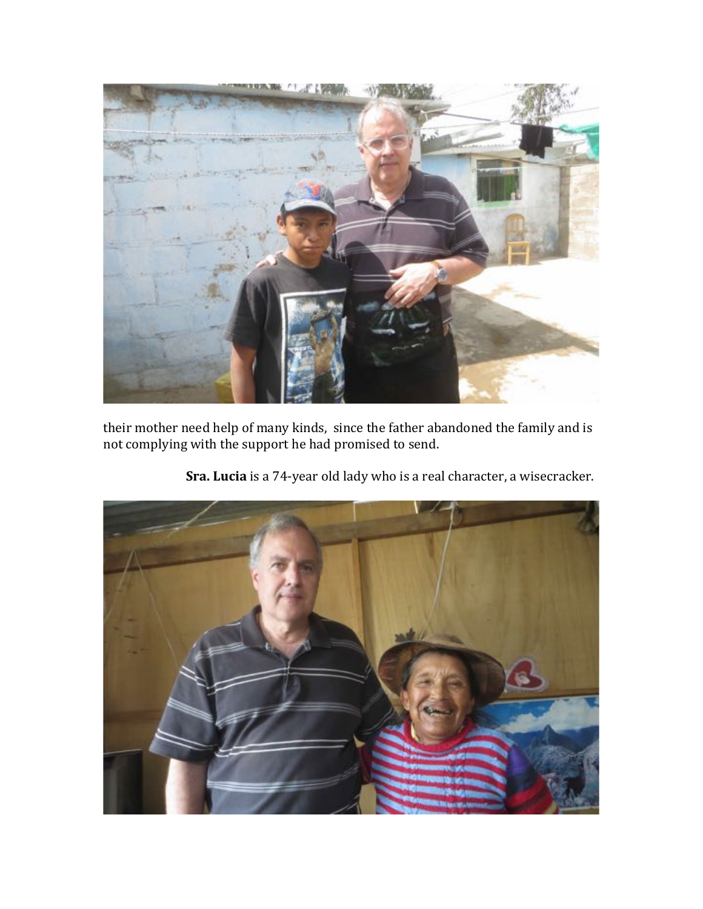their mother need help of many kinds,  since the father abandoned the family and is not complying with the support he had promised to send.

**Sra. Lucia** is a 74-year old lady who is a real character, a wisecracker.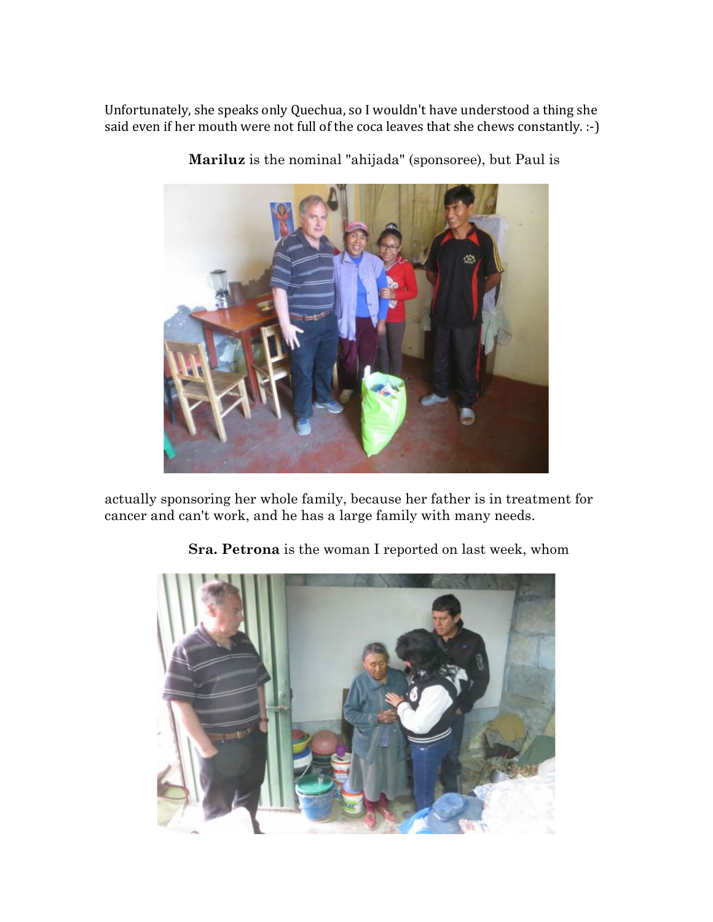Unfortunately, she speaks only Quechua, so I wouldn't have understood a thing she said even if her mouth were not full of the coca leaves that she chews constantly. :-)

**Mariluz** is the nominal "ahijada" (sponsoree), but Paul is actually sponsoring her whole family, because her father is in treatment for cancer and can't work, and he has a large family with many needs.

**Sra. Petrona** is the woman I reported on last week, whom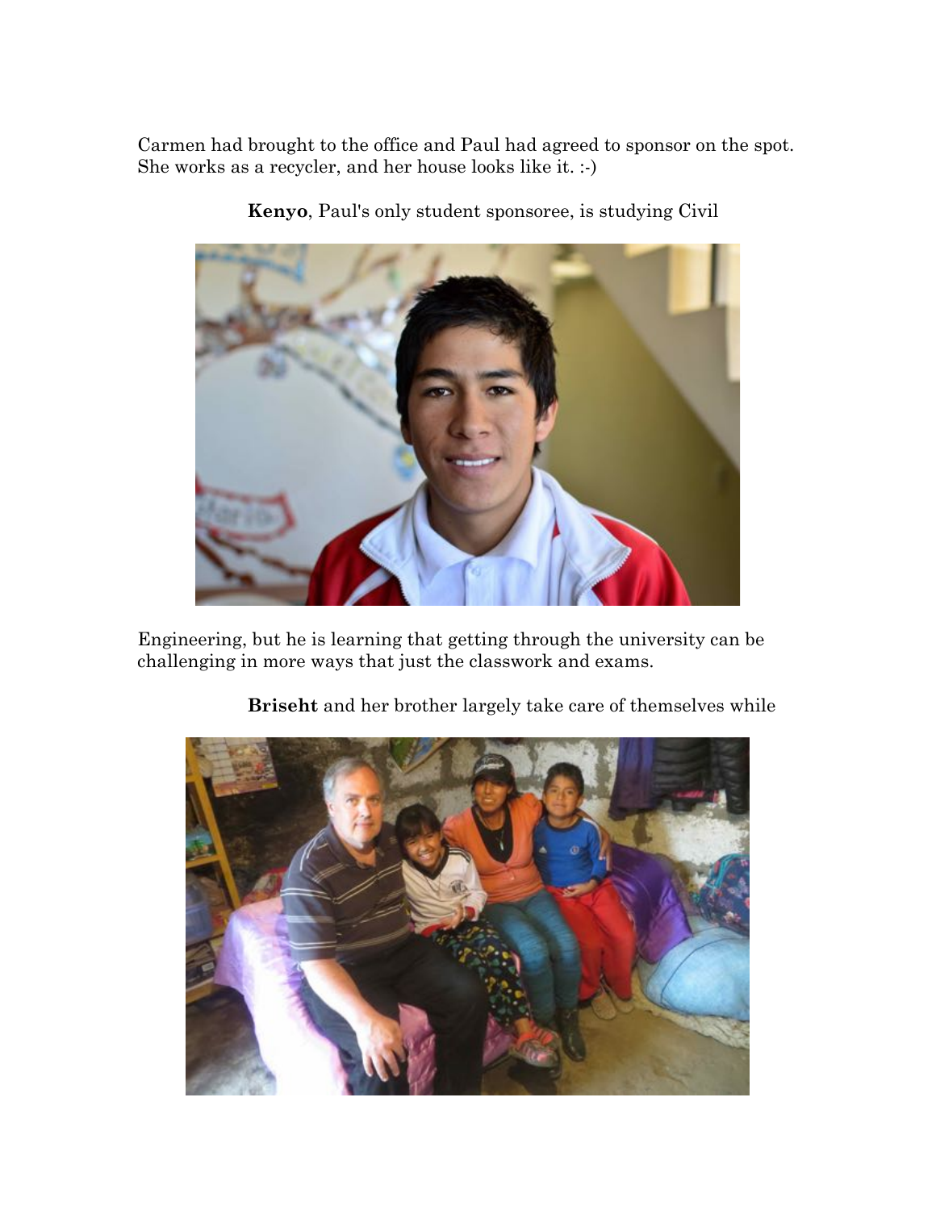Carmen had brought to the office and Paul had agreed to sponsor on the spot. She works as a recycler, and her house looks like it. :-)

**Kenyo**, Paul's only student sponsoree, is studying Civil Engineering, but he is learning that getting through the university can be challenging in more ways that just the classwork and exams.

**Briseht** and her brother largely take care of themselves while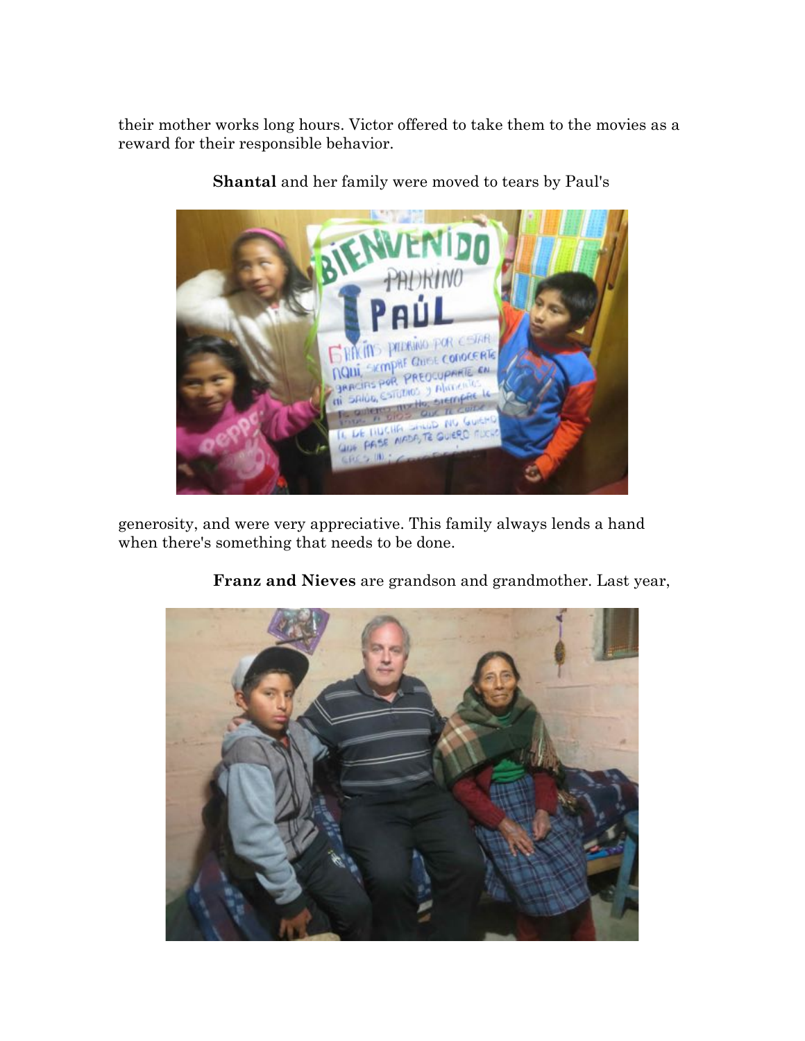their mother works long hours. Victor offered to take them to the movies as a reward for their responsible behavior.

**Shantal** and her family were moved to tears by Paul's generosity, and were very appreciative. This family always lends a hand when there's something that needs to be done.

**Franz and Nieves** are grandson and grandmother. Last year,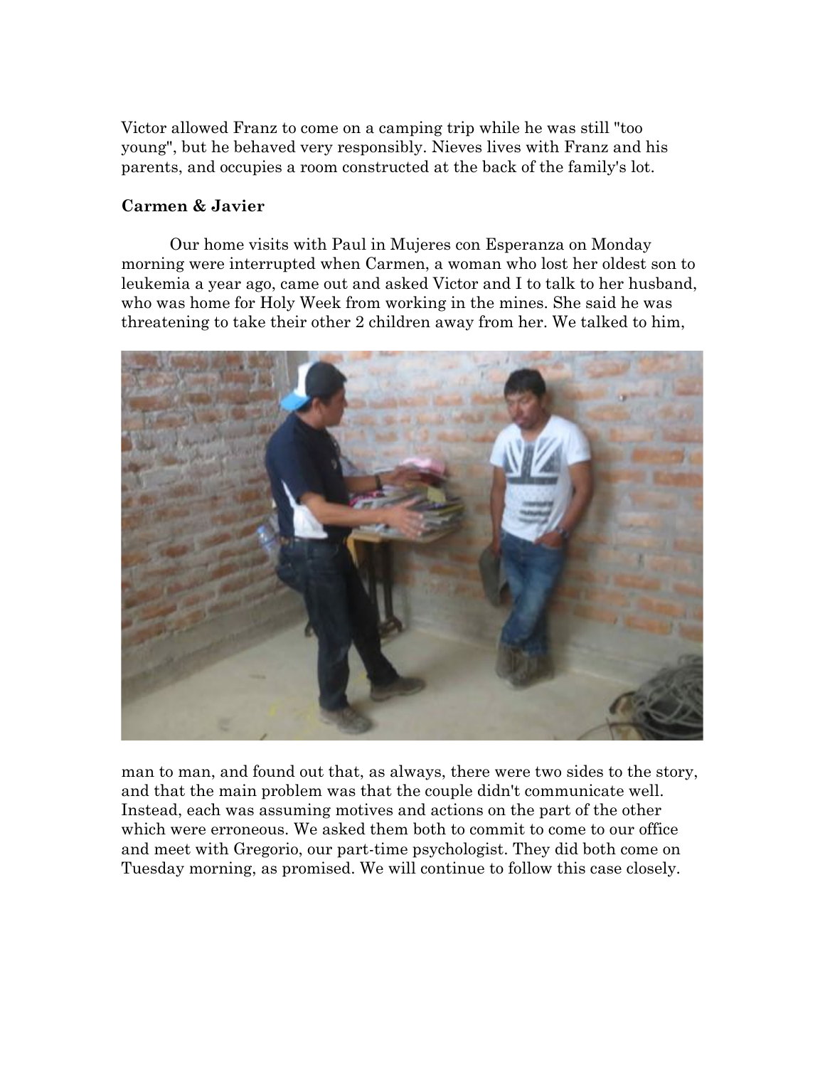Victor allowed Franz to come on a camping trip while he was still "too young", but he behaved very responsibly. Nieves lives with Franz and his parents, and occupies a room constructed at the back of the family's lot.

### Carmen & Javier

Our home visits with Paul in Mujeres con Esperanza on Monday morning were interrupted when Carmen, a woman who lost her oldest son to leukemia a year ago, came out and asked Victor and I to talk to her husband, who was home for Holy Week from working in the mines. She said he was threatening to take their other 2 children away from her. We talked to him, man to man, and found out that, as always, there were two sides to the story, and that the main problem was that the couple didn't communicate well. Instead, each was assuming motives and actions on the part of the other which were erroneous. We asked them both to commit to come to our office and meet with Gregorio, our part-time psychologist. They did both come on Tuesday morning, as promised. We will continue to follow this case closely.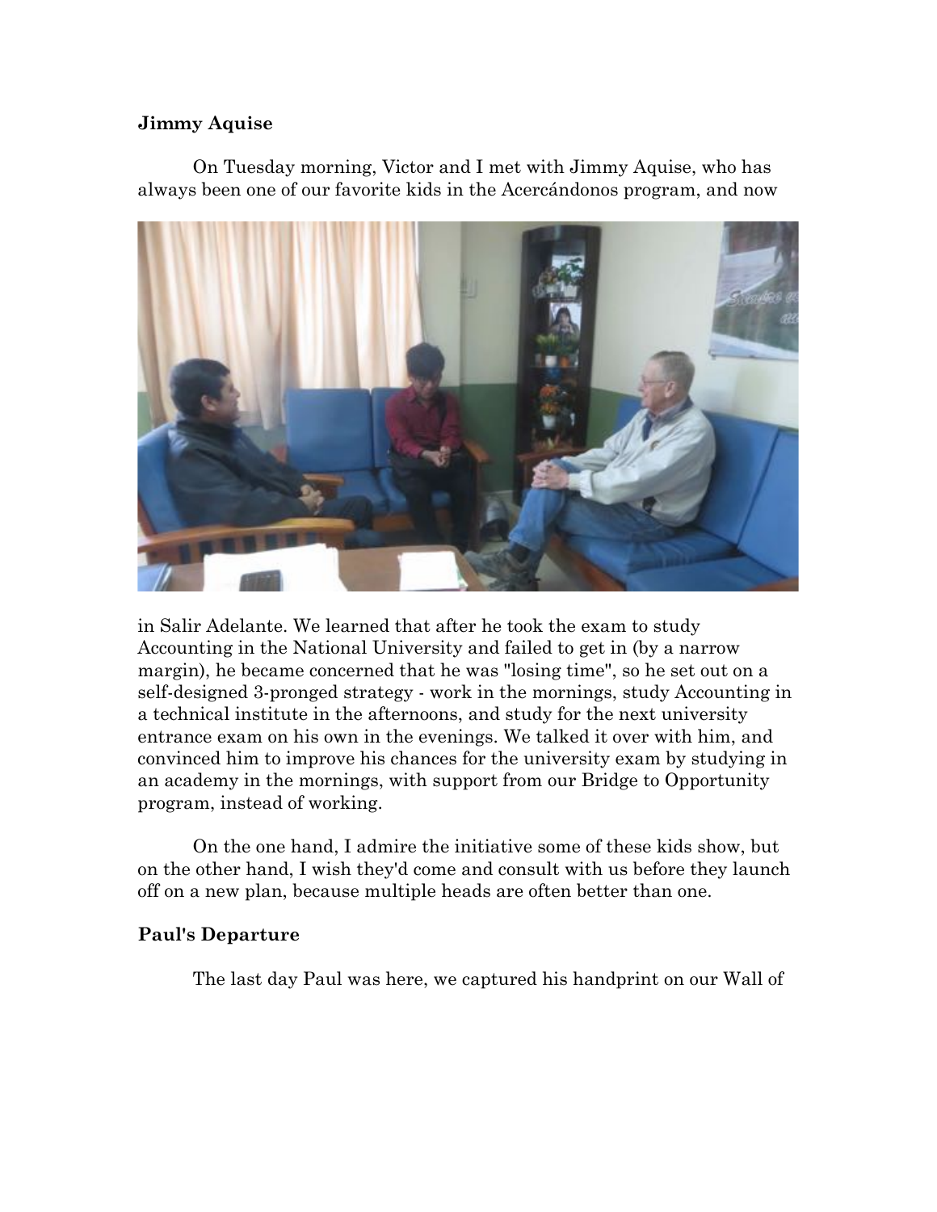**Jimmy Aquise**

On Tuesday morning, Victor and I met with Jimmy Aquise, who has always been one of our favorite kids in the Acercándonos program, and now in Salir Adelante. We learned that after he took the exam to study Accounting in the National University and failed to get in (by a narrow margin), he became concerned that he was "losing time", so he set out on a self-designed 3-pronged strategy - work in the mornings, study Accounting in a technical institute in the afternoons, and study for the next university entrance exam on his own in the evenings. We talked it over with him, and convinced him to improve his chances for the university exam by studying in an academy in the mornings, with support from our Bridge to Opportunity program, instead of working.

On the one hand, I admire the initiative some of these kids show, but on the other hand, I wish they'd come and consult with us before they launch off on a new plan, because multiple heads are often better than one.

**Paul's Departure**

The last day Paul was here, we captured his handprint on our Wall of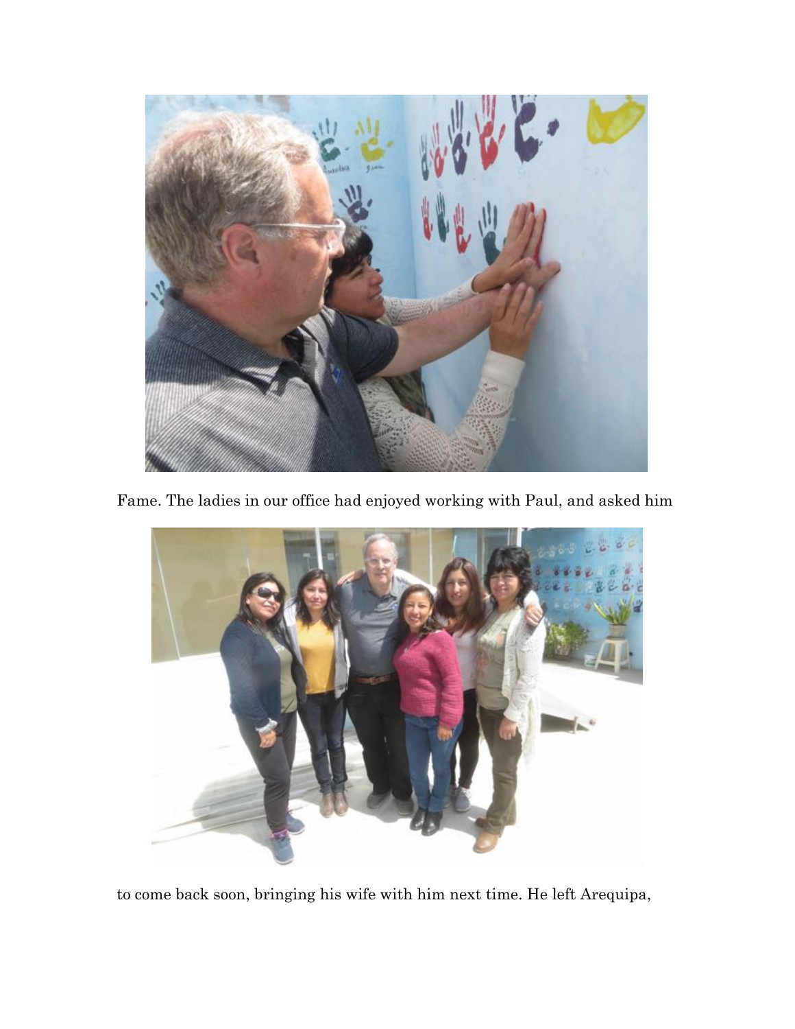Fame. The ladies in our office had enjoyed working with Paul, and asked him

to come back soon, bringing his wife with him next time. He left Arequipa,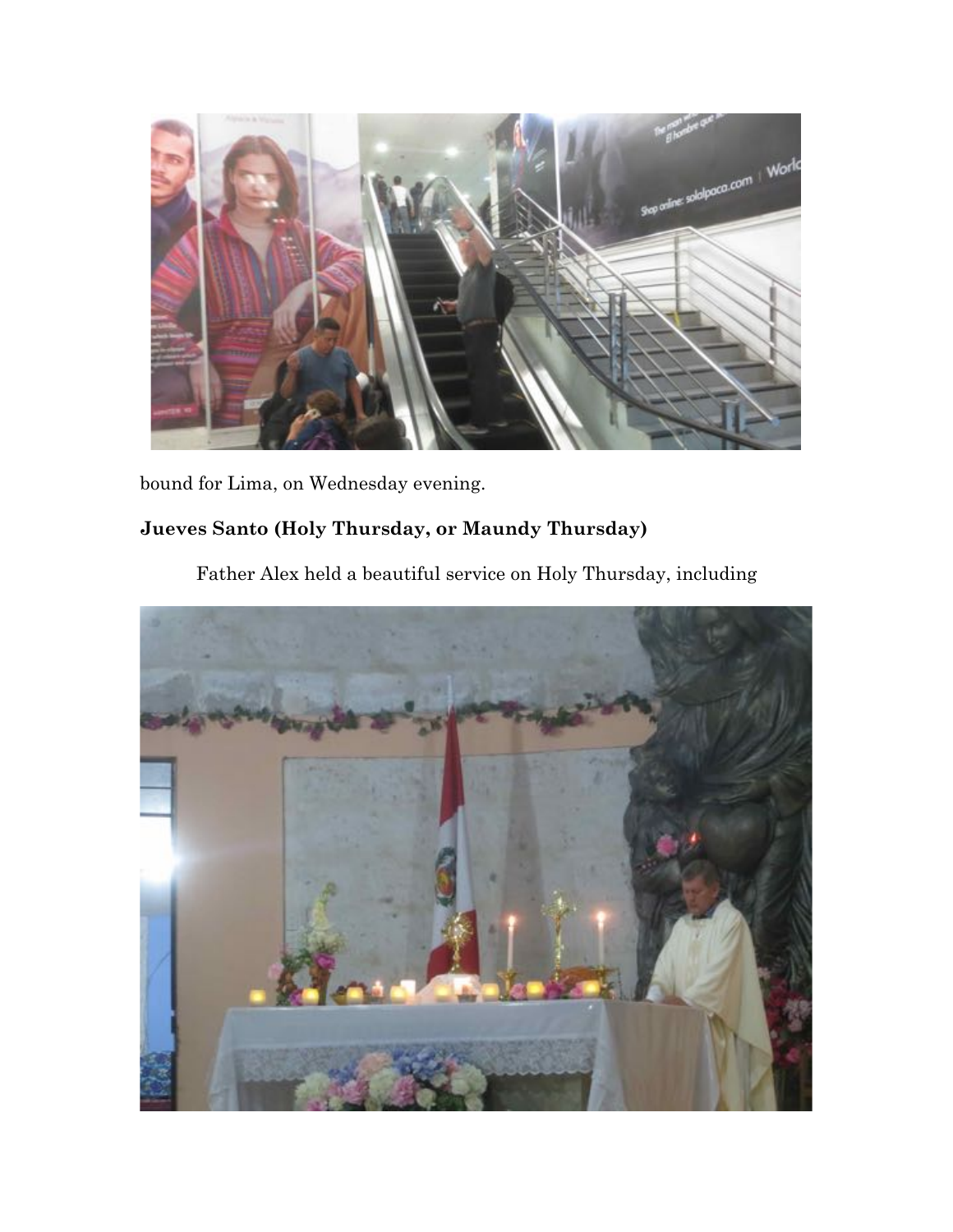bound for Lima, on Wednesday evening.

## Jueves Santo (Holy Thursday, or Maundy Thursday)

Father Alex held a beautiful service on Holy Thursday, including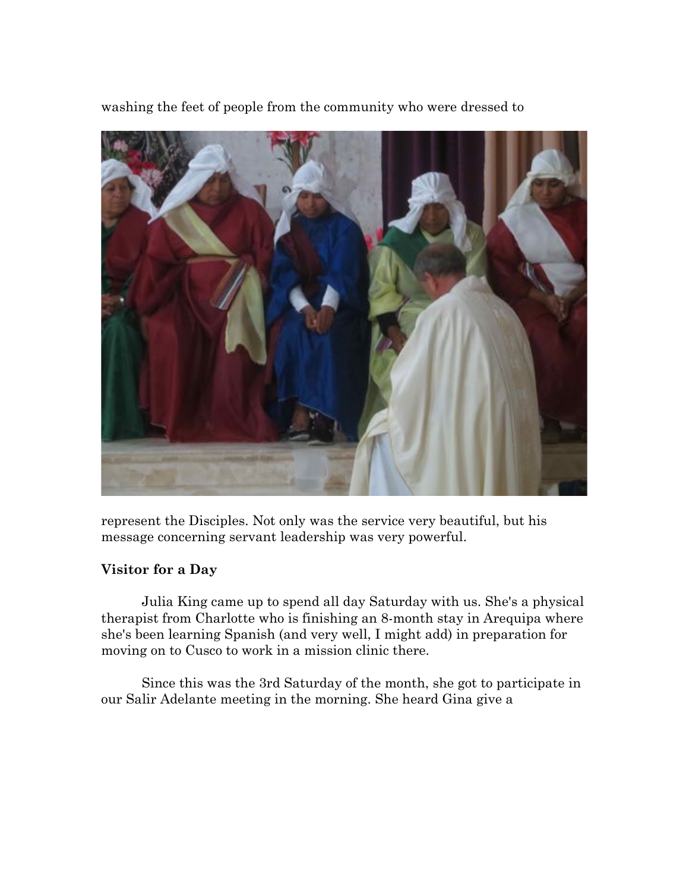washing the feet of people from the community who were dressed to

represent the Disciples. Not only was the service very beautiful, but his message concerning servant leadership was very powerful.

**Visitor for a Day**

Julia King came up to spend all day Saturday with us. She's a physical therapist from Charlotte who is finishing an 8-month stay in Arequipa where she's been learning Spanish (and very well, I might add) in preparation for moving on to Cusco to work in a mission clinic there.

Since this was the 3rd Saturday of the month, she got to participate in our Salir Adelante meeting in the morning. She heard Gina give a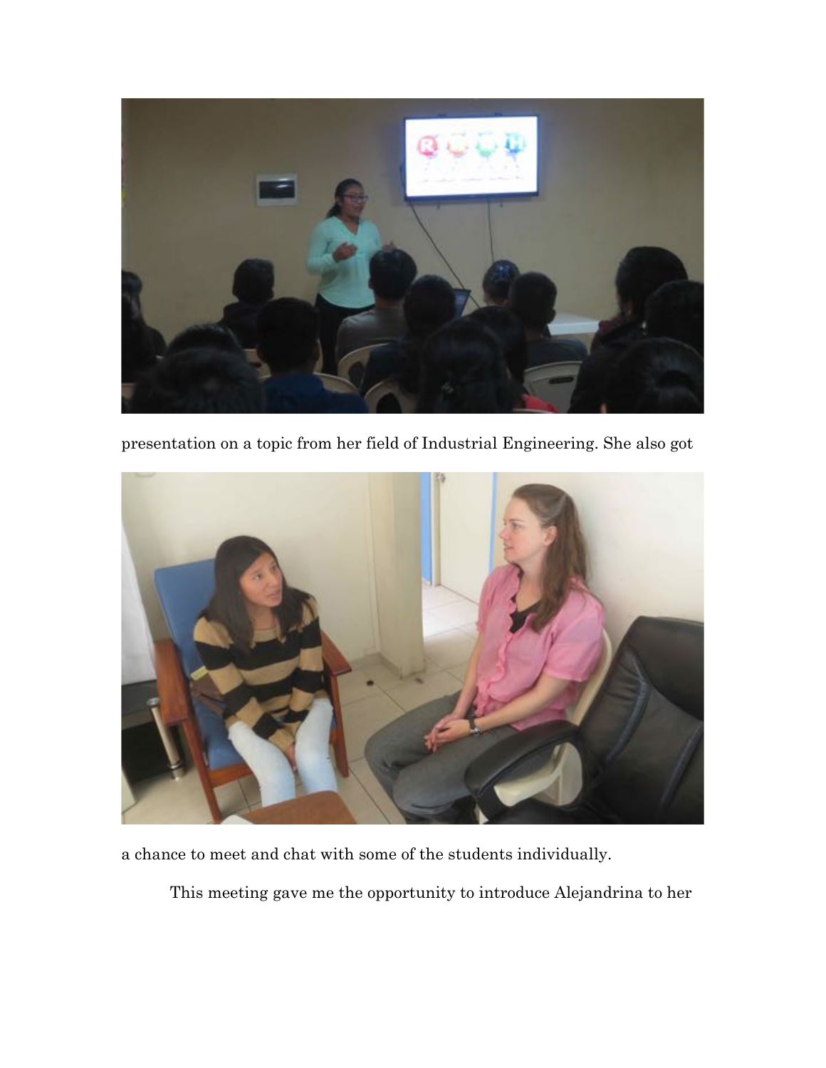presentation on a topic from her field of Industrial Engineering. She also got

a chance to meet and chat with some of the students individually.

This meeting gave me the opportunity to introduce Alejandrina to her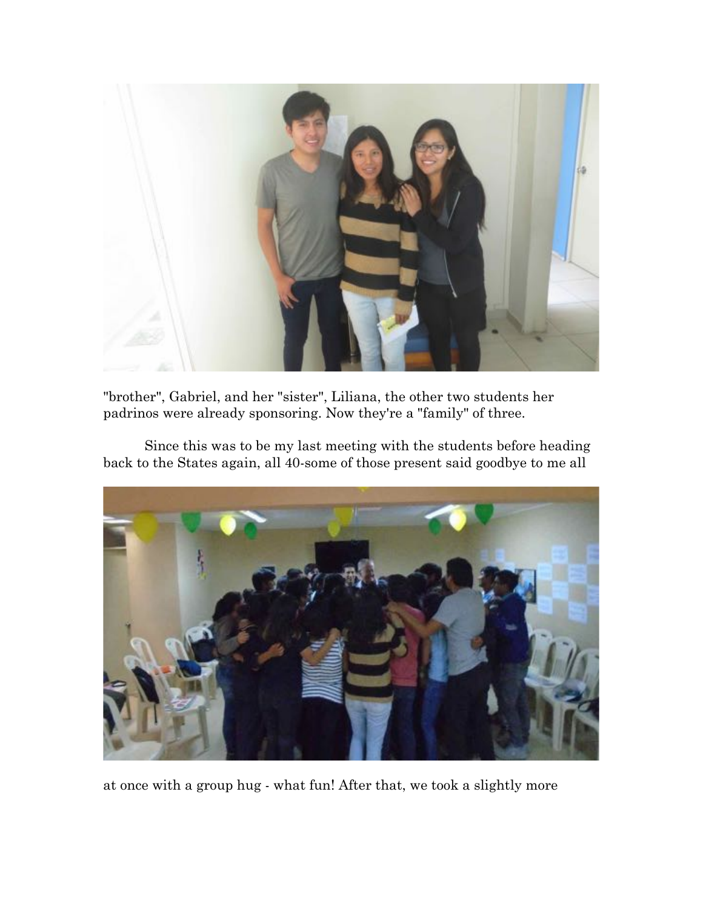"brother", Gabriel, and her "sister", Liliana, the other two students her padrinos were already sponsoring. Now they're a "family" of three.

Since this was to be my last meeting with the students before heading back to the States again, all 40-some of those present said goodbye to me all at once with a group hug - what fun! After that, we took a slightly more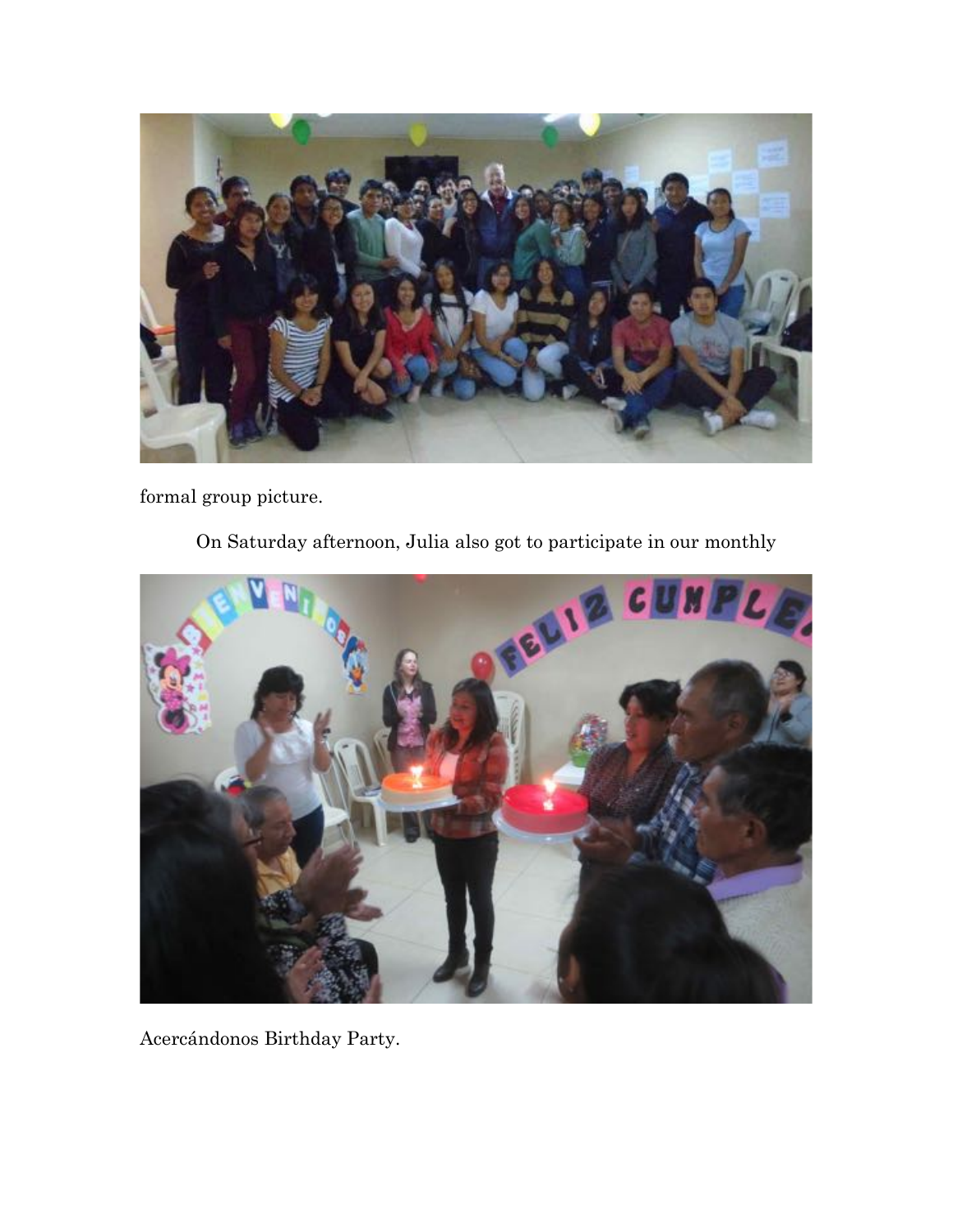formal group picture.

On Saturday afternoon, Julia also got to participate in our monthly

Acercándonos Birthday Party.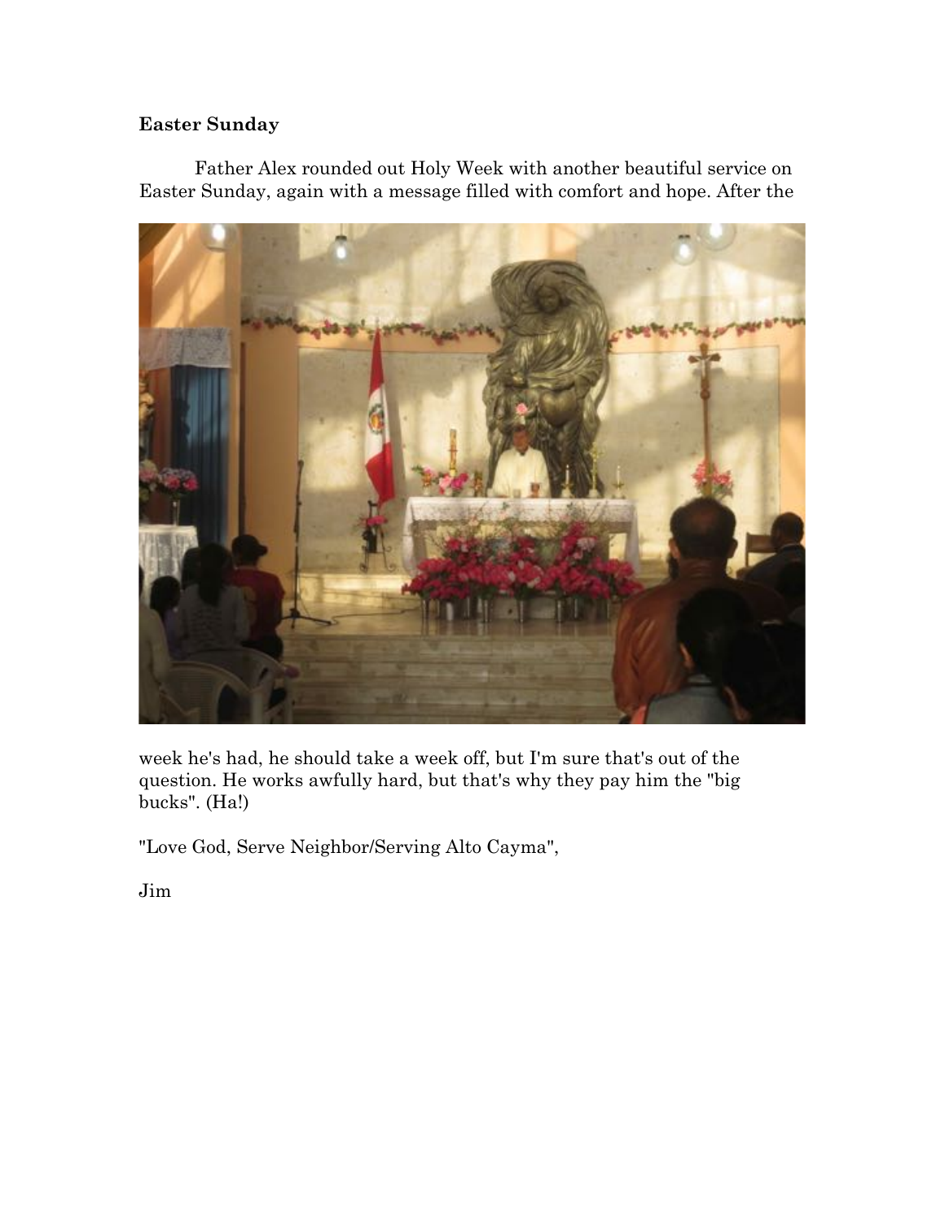**Easter Sunday**

Father Alex rounded out Holy Week with another beautiful service on Easter Sunday, again with a message filled with comfort and hope. After the week he's had, he should take a week off, but I'm sure that's out of the question. He works awfully hard, but that's why they pay him the "big bucks". (Ha!)

"Love God, Serve Neighbor/Serving Alto Cayma",

Jim